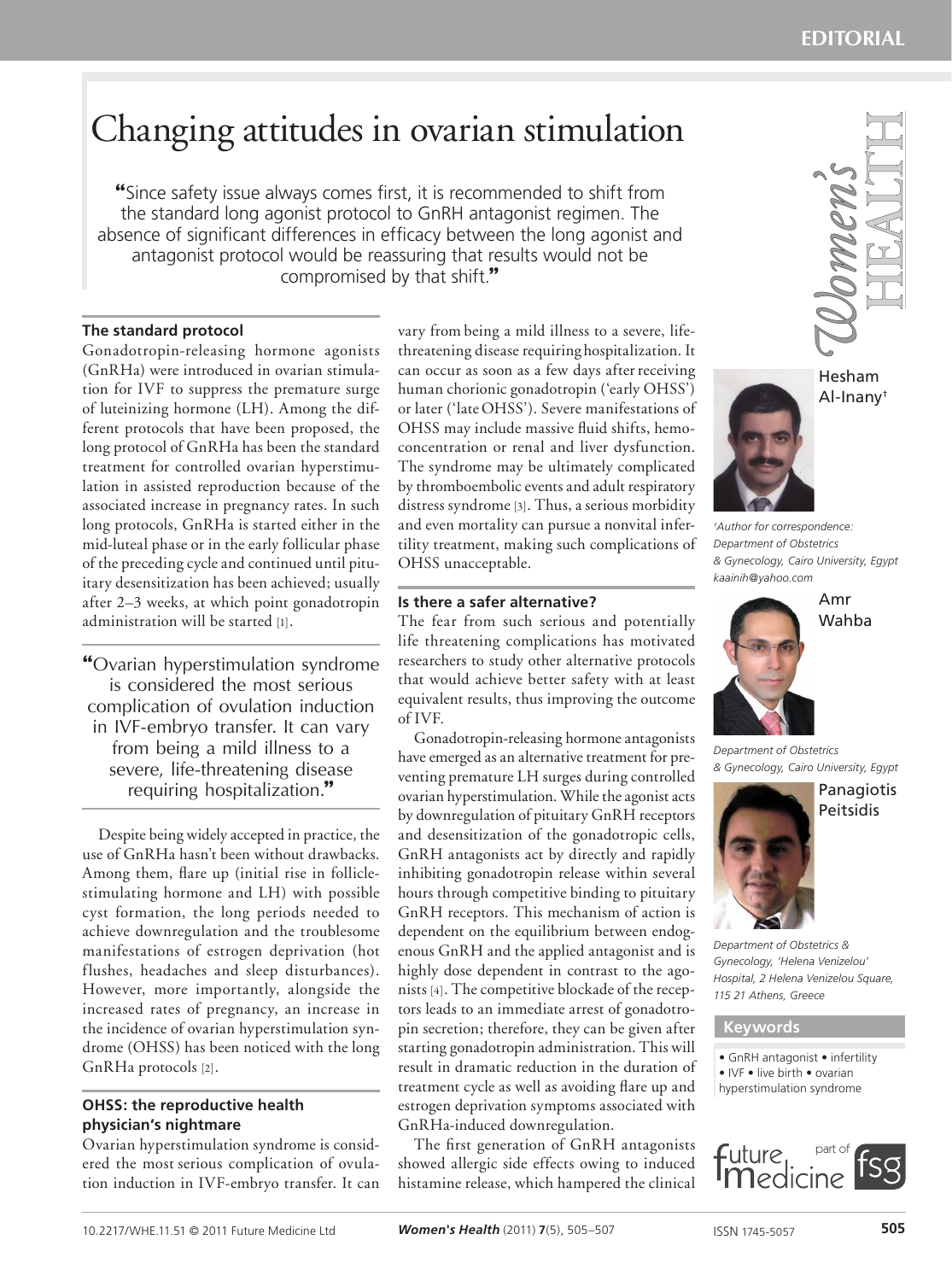# Changing attitudes in ovarian stimulation

> "Since safety issue always comes first, it is recommended to shift from the standard long agonist protocol to GnRH antagonist regimen. The absence of significant differences in efficacy between the long agonist and antagonist protocol would be reassuring that results would not be compromised by that shift."

Hesham Al-Inany[†]

[†]Author for correspondence: Department of Obstetrics & Gynecology, Cairo University, Egypt kaainih@yahoo.com

Amr Wahba

Department of Obstetrics & Gynecology, Cairo University, Egypt

Panagiotis Peitsidis

Department of Obstetrics & Gynecology, 'Helena Venizelou' Hospital, 2 Helena Venizelou Square, 115 21 Athens, Greece

**Keywords**

• GnRH antagonist • infertility • IVF • live birth • ovarian hyperstimulation syndrome

## The standard protocol

Gonadotropin-releasing hormone agonists (GnRHa) were introduced in ovarian stimulation for IVF to suppress the premature surge of luteinizing hormone (LH). Among the different protocols that have been proposed, the long protocol of GnRHa has been the standard treatment for controlled ovarian hyperstimulation in assisted reproduction because of the associated increase in pregnancy rates. In such long protocols, GnRHa is started either in the mid-luteal phase or in the early follicular phase of the preceding cycle and continued until pituitary desensitization has been achieved; usually after 2–3 weeks, at which point gonadotropin administration will be started [1].

> "Ovarian hyperstimulation syndrome is considered the most serious complication of ovulation induction in IVF-embryo transfer. It can vary from being a mild illness to a severe, life-threatening disease requiring hospitalization."

Despite being widely accepted in practice, the use of GnRHa hasn't been without drawbacks. Among them, flare up (initial rise in follicle-stimulating hormone and LH) with possible cyst formation, the long periods needed to achieve downregulation and the troublesome manifestations of estrogen deprivation (hot flushes, headaches and sleep disturbances). However, more importantly, alongside the increased rates of pregnancy, an increase in the incidence of ovarian hyperstimulation syndrome (OHSS) has been noticed with the long GnRHa protocols [2].

## OHSS: the reproductive health physician's nightmare

Ovarian hyperstimulation syndrome is considered the most serious complication of ovulation induction in IVF-embryo transfer. It can vary from being a mild illness to a severe, life-threatening disease requiring hospitalization. It can occur as soon as a few days after receiving human chorionic gonadotropin ('early OHSS') or later ('late OHSS'). Severe manifestations of OHSS may include massive fluid shifts, hemoconcentration or renal and liver dysfunction. The syndrome may be ultimately complicated by thromboembolic events and adult respiratory distress syndrome [3]. Thus, a serious morbidity and even mortality can pursue a nonvital infertility treatment, making such complications of OHSS unacceptable.

## Is there a safer alternative?

The fear from such serious and potentially life threatening complications has motivated researchers to study other alternative protocols that would achieve better safety with at least equivalent results, thus improving the outcome of IVF.

Gonadotropin-releasing hormone antagonists have emerged as an alternative treatment for preventing premature LH surges during controlled ovarian hyperstimulation. While the agonist acts by downregulation of pituitary GnRH receptors and desensitization of the gonadotropic cells, GnRH antagonists act by directly and rapidly inhibiting gonadotropin release within several hours through competitive binding to pituitary GnRH receptors. This mechanism of action is dependent on the equilibrium between endogenous GnRH and the applied antagonist and is highly dose dependent in contrast to the agonists [4]. The competitive blockade of the receptors leads to an immediate arrest of gonadotropin secretion; therefore, they can be given after starting gonadotropin administration. This will result in dramatic reduction in the duration of treatment cycle as well as avoiding flare up and estrogen deprivation symptoms associated with GnRHa-induced downregulation.

The first generation of GnRH antagonists showed allergic side effects owing to induced histamine release, which hampered the clinical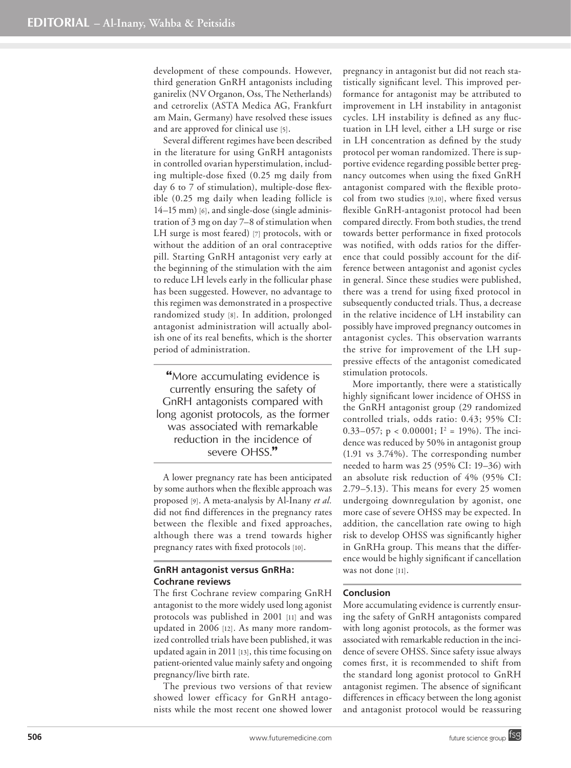development of these compounds. However, third generation GnRH antagonists including ganirelix (NV Organon, Oss, The Netherlands) and cetrorelix (ASTA Medica AG, Frankfurt am Main, Germany) have resolved these issues and are approved for clinical use [5].

Several different regimes have been described in the literature for using GnRH antagonists in controlled ovarian hyperstimulation, including multiple-dose fixed (0.25 mg daily from day 6 to 7 of stimulation), multiple-dose flexible (0.25 mg daily when leading follicle is 14–15 mm) [6], and single-dose (single administration of 3 mg on day 7–8 of stimulation when LH surge is most feared) [7] protocols, with or without the addition of an oral contraceptive pill. Starting GnRH antagonist very early at the beginning of the stimulation with the aim to reduce LH levels early in the follicular phase has been suggested. However, no advantage to this regimen was demonstrated in a prospective randomized study [8]. In addition, prolonged antagonist administration will actually abolish one of its real benefits, which is the shorter period of administration.

> "More accumulating evidence is currently ensuring the safety of GnRH antagonists compared with long agonist protocols, as the former was associated with remarkable reduction in the incidence of severe OHSS."

A lower pregnancy rate has been anticipated by some authors when the flexible approach was proposed [9]. A meta-analysis by Al-Inany *et al.* did not find differences in the pregnancy rates between the flexible and fixed approaches, although there was a trend towards higher pregnancy rates with fixed protocols [10].

## GnRH antagonist versus GnRHa: Cochrane reviews

The first Cochrane review comparing GnRH antagonist to the more widely used long agonist protocols was published in 2001 [11] and was updated in 2006 [12]. As many more randomized controlled trials have been published, it was updated again in 2011 [13], this time focusing on patient-oriented value mainly safety and ongoing pregnancy/live birth rate.

The previous two versions of that review showed lower efficacy for GnRH antagonists while the most recent one showed lower pregnancy in antagonist but did not reach statistically significant level. This improved performance for antagonist may be attributed to improvement in LH instability in antagonist cycles. LH instability is defined as any fluctuation in LH level, either a LH surge or rise in LH concentration as defined by the study protocol per woman randomized. There is supportive evidence regarding possible better pregnancy outcomes when using the fixed GnRH antagonist compared with the flexible protocol from two studies [9,10], where fixed versus flexible GnRH-antagonist protocol had been compared directly. From both studies, the trend towards better performance in fixed protocols was notified, with odds ratios for the difference that could possibly account for the difference between antagonist and agonist cycles in general. Since these studies were published, there was a trend for using fixed protocol in subsequently conducted trials. Thus, a decrease in the relative incidence of LH instability can possibly have improved pregnancy outcomes in antagonist cycles. This observation warrants the strive for improvement of the LH suppressive effects of the antagonist comedicated stimulation protocols.

More importantly, there were a statistically highly significant lower incidence of OHSS in the GnRH antagonist group (29 randomized controlled trials, odds ratio: 0.43; 95% CI: 0.33–057; $p < 0.00001$; $I^2 = 19\%$). The incidence was reduced by 50% in antagonist group (1.91 vs 3.74%). The corresponding number needed to harm was 25 (95% CI: 19–36) with an absolute risk reduction of 4% (95% CI: 2.79–5.13). This means for every 25 women undergoing downregulation by agonist, one more case of severe OHSS may be expected. In addition, the cancellation rate owing to high risk to develop OHSS was significantly higher in GnRHa group. This means that the difference would be highly significant if cancellation was not done [11].

## Conclusion

More accumulating evidence is currently ensuring the safety of GnRH antagonists compared with long agonist protocols, as the former was associated with remarkable reduction in the incidence of severe OHSS. Since safety issue always comes first, it is recommended to shift from the standard long agonist protocol to GnRH antagonist regimen. The absence of significant differences in efficacy between the long agonist and antagonist protocol would be reassuring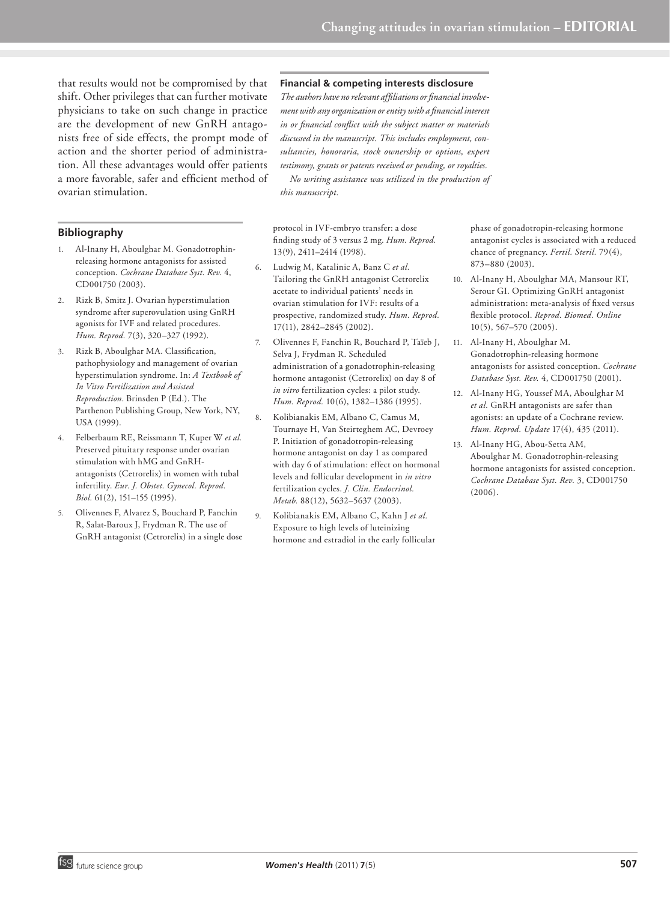that results would not be compromised by that shift. Other privileges that can further motivate physicians to take on such change in practice are the development of new GnRH antagonists free of side effects, the prompt mode of action and the shorter period of administration. All these advantages would offer patients a more favorable, safer and efficient method of ovarian stimulation.

#### Financial & competing interests disclosure

*The authors have no relevant affiliations or financial involvement with any organization or entity with a financial interest in or financial conflict with the subject matter or materials discussed in the manuscript. This includes employment, consultancies, honoraria, stock ownership or options, expert testimony, grants or patents received or pending, or royalties.*

*No writing assistance was utilized in the production of this manuscript.*

## Bibliography

1. Al-Inany H, Aboulghar M. Gonadotrophin-releasing hormone antagonists for assisted conception. *Cochrane Database Syst. Rev.* 4, CD001750 (2003).
2. Rizk B, Smitz J. Ovarian hyperstimulation syndrome after superovulation using GnRH agonists for IVF and related procedures. *Hum. Reprod.* 7(3), 320–327 (1992).
3. Rizk B, Aboulghar MA. Classification, pathophysiology and management of ovarian hyperstimulation syndrome. In: *A Textbook of In Vitro Fertilization and Assisted Reproduction*. Brinsden P (Ed.). The Parthenon Publishing Group, New York, NY, USA (1999).
4. Felberbaum RE, Reissmann T, Kuper W *et al.* Preserved pituitary response under ovarian stimulation with hMG and GnRH-antagonists (Cetrorelix) in women with tubal infertility. *Eur. J. Obstet. Gynecol. Reprod. Biol.* 61(2), 151–155 (1995).
5. Olivennes F, Alvarez S, Bouchard P, Fanchin R, Salat-Baroux J, Frydman R. The use of GnRH antagonist (Cetrorelix) in a single dose protocol in IVF-embryo transfer: a dose finding study of 3 versus 2 mg. *Hum. Reprod.* 13(9), 2411–2414 (1998).
6. Ludwig M, Katalinic A, Banz C *et al.* Tailoring the GnRH antagonist Cetrorelix acetate to individual patients' needs in ovarian stimulation for IVF: results of a prospective, randomized study. *Hum. Reprod.* 17(11), 2842–2845 (2002).
7. Olivennes F, Fanchin R, Bouchard P, Taïeb J, Selva J, Frydman R. Scheduled administration of a gonadotrophin-releasing hormone antagonist (Cetrorelix) on day 8 of *in vitro* fertilization cycles: a pilot study. *Hum. Reprod.* 10(6), 1382–1386 (1995).
8. Kolibianakis EM, Albano C, Camus M, Tournaye H, Van Steirteghem AC, Devroey P. Initiation of gonadotropin-releasing hormone antagonist on day 1 as compared with day 6 of stimulation: effect on hormonal levels and follicular development in *in vitro* fertilization cycles. *J. Clin. Endocrinol. Metab.* 88(12), 5632–5637 (2003).
9. Kolibianakis EM, Albano C, Kahn J *et al.* Exposure to high levels of luteinizing hormone and estradiol in the early follicular phase of gonadotropin-releasing hormone antagonist cycles is associated with a reduced chance of pregnancy. *Fertil. Steril.* 79(4), 873–880 (2003).
10. Al-Inany H, Aboulghar MA, Mansour RT, Serour GI. Optimizing GnRH antagonist administration: meta-analysis of fixed versus flexible protocol. *Reprod. Biomed. Online* 10(5), 567–570 (2005).
11. Al-Inany H, Aboulghar M. Gonadotrophin-releasing hormone antagonists for assisted conception. *Cochrane Database Syst. Rev.* 4, CD001750 (2001).
12. Al-Inany HG, Youssef MA, Aboulghar M *et al.* GnRH antagonists are safer than agonists: an update of a Cochrane review. *Hum. Reprod. Update* 17(4), 435 (2011).
13. Al-Inany HG, Abou-Setta AM, Aboulghar M. Gonadotrophin-releasing hormone antagonists for assisted conception. *Cochrane Database Syst. Rev.* 3, CD001750 (2006).